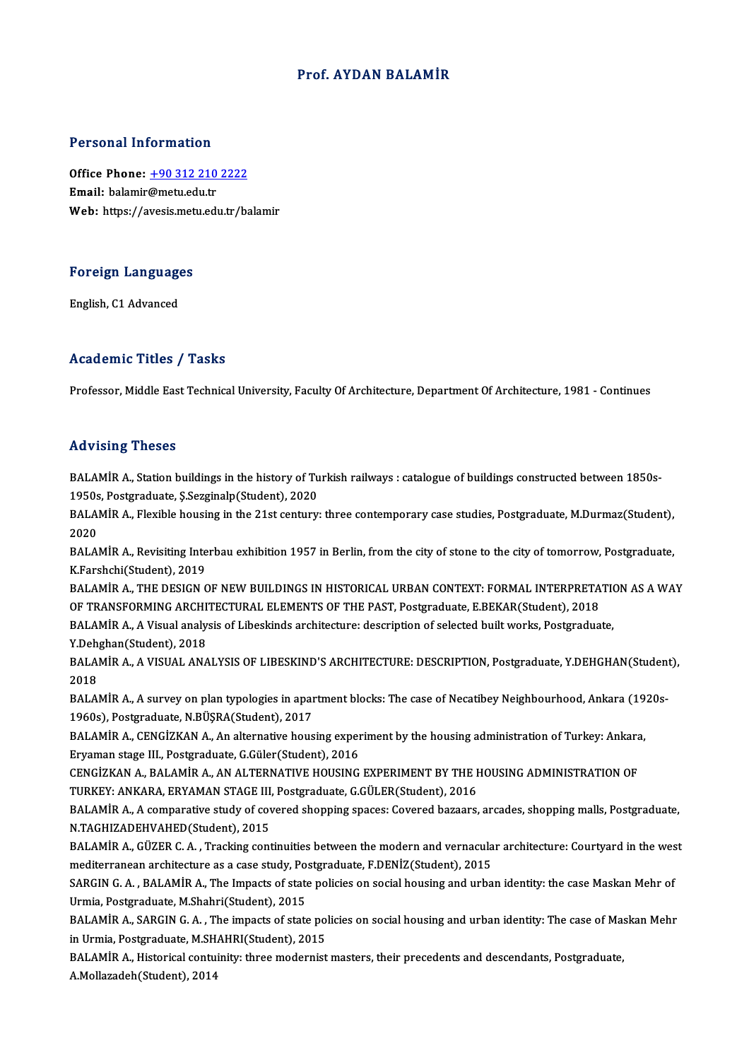# Prof. AYDAN BALAMİR

## Personal Information

**Office Phone:** +90 312 210 2222
**Email:** balamir@metu.edu.tr
**Web:** https://avesis.metu.edu.tr/balamir

## Foreign Languages

English, C1 Advanced

## Academic Titles / Tasks

Professor, Middle East Technical University, Faculty Of Architecture, Department Of Architecture, 1981 - Continues

## Advising Theses

BALAMİR A., Station buildings in the history of Turkish railways : catalogue of buildings constructed between 1850s-1950s, Postgraduate, Ş.Sezginalp(Student), 2020

BALAMİR A., Flexible housing in the 21st century: three contemporary case studies, Postgraduate, M.Durmaz(Student), 2020

BALAMİR A., Revisiting Interbau exhibition 1957 in Berlin, from the city of stone to the city of tomorrow, Postgraduate, K.Farshchi(Student), 2019

BALAMİR A., THE DESIGN OF NEW BUILDINGS IN HISTORICAL URBAN CONTEXT: FORMAL INTERPRETATION AS A WAY OF TRANSFORMING ARCHITECTURAL ELEMENTS OF THE PAST, Postgraduate, E.BEKAR(Student), 2018

BALAMİR A., A Visual analysis of Libeskinds architecture: description of selected built works, Postgraduate, Y.Dehghan(Student), 2018

BALAMİR A., A VISUAL ANALYSIS OF LIBESKIND'S ARCHITECTURE: DESCRIPTION, Postgraduate, Y.DEHGHAN(Student), 2018

BALAMİR A., A survey on plan typologies in apartment blocks: The case of Necatibey Neighbourhood, Ankara (1920s-1960s), Postgraduate, N.BÜŞRA(Student), 2017

BALAMİR A., CENGİZKAN A., An alternative housing experiment by the housing administration of Turkey: Ankara, Eryaman stage III., Postgraduate, G.Güler(Student), 2016

CENGİZKAN A., BALAMİR A., AN ALTERNATIVE HOUSING EXPERIMENT BY THE HOUSING ADMINISTRATION OF TURKEY: ANKARA, ERYAMAN STAGE III, Postgraduate, G.GÜLER(Student), 2016

BALAMİR A., A comparative study of covered shopping spaces: Covered bazaars, arcades, shopping malls, Postgraduate, N.TAGHIZADEHVAHED(Student), 2015

BALAMİR A., GÜZER C. A. , Tracking continuities between the modern and vernacular architecture: Courtyard in the west mediterranean architecture as a case study, Postgraduate, F.DENİZ(Student), 2015

SARGIN G. A. , BALAMİR A., The Impacts of state policies on social housing and urban identity: the case Maskan Mehr of Urmia, Postgraduate, M.Shahri(Student), 2015

BALAMİR A., SARGIN G. A. , The impacts of state policies on social housing and urban identity: The case of Maskan Mehr in Urmia, Postgraduate, M.SHAHRI(Student), 2015

BALAMİR A., Historical contuinity: three modernist masters, their precedents and descendants, Postgraduate, A.Mollazadeh(Student), 2014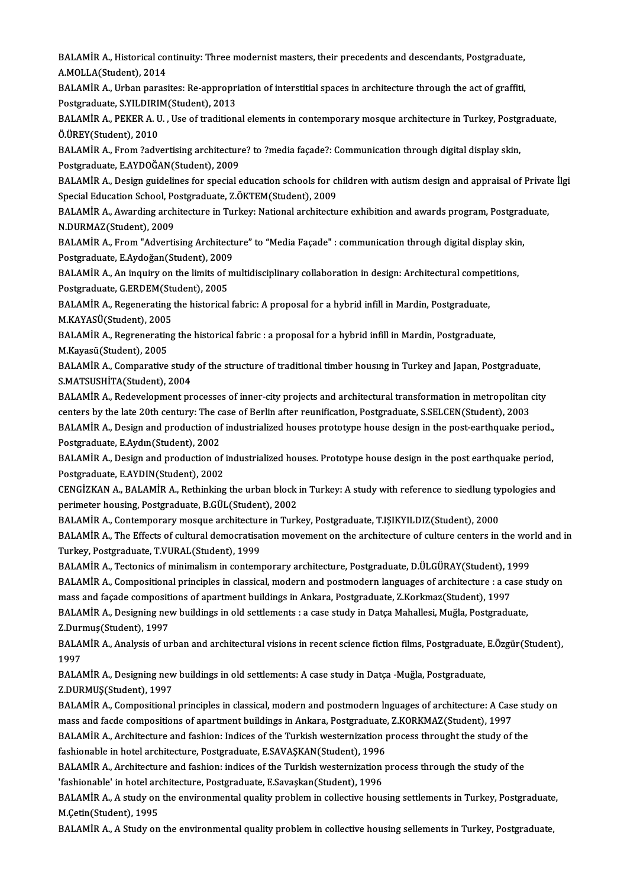BALAMİR A., Historical continuity: Three modernist masters, their precedents and descendants, Postgraduate, A.MOLLA(Student), 2014

BALAMİR A., Urban parasites: Re-appropriation of interstitial spaces in architecture through the act of graffiti, Postgraduate, S.YILDIRIM(Student), 2013

BALAMİR A., PEKER A. U. , Use of traditional elements in contemporary mosque architecture in Turkey, Postgraduate, Ö.ÜREY(Student), 2010

BALAMİR A., From ?advertising architecture? to ?media façade?: Communication through digital display skin, Postgraduate, E.AYDOĞAN(Student), 2009

BALAMİR A., Design guidelines for special education schools for children with autism design and appraisal of Private İlgi Special Education School, Postgraduate, Z.ÖKTEM(Student), 2009

BALAMİR A., Awarding architecture in Turkey: National architecture exhibition and awards program, Postgraduate, N.DURMAZ(Student), 2009

BALAMİR A., From "Advertising Architecture" to "Media Façade" : communication through digital display skin, Postgraduate, E.Aydoğan(Student), 2009

BALAMİR A., An inquiry on the limits of multidisciplinary collaboration in design: Architectural competitions, Postgraduate, G.ERDEM(Student), 2005

BALAMİR A., Regenerating the historical fabric: A proposal for a hybrid infill in Mardin, Postgraduate, M.KAYASÜ(Student), 2005

BALAMİR A., Regrenerating the historical fabric : a proposal for a hybrid infill in Mardin, Postgraduate, M.Kayasü(Student), 2005

BALAMİR A., Comparative study of the structure of traditional timber housıng in Turkey and Japan, Postgraduate, S.MATSUSHİTA(Student), 2004

BALAMİR A., Redevelopment processes of inner-city projects and architectural transformation in metropolitan city centers by the late 20th century: The case of Berlin after reunification, Postgraduate, S.SELCEN(Student), 2003

BALAMİR A., Design and production of industrialized houses prototype house design in the post-earthquake period., Postgraduate, E.Aydın(Student), 2002

BALAMİR A., Design and production of industrialized houses. Prototype house design in the post earthquake period, Postgraduate, E.AYDIN(Student), 2002

CENGİZKAN A., BALAMİR A., Rethinking the urban block in Turkey: A study with reference to siedlung typologies and perimeter housing, Postgraduate, B.GÜL(Student), 2002

BALAMİR A., Contemporary mosque architecture in Turkey, Postgraduate, T.IŞIKYILDIZ(Student), 2000

BALAMİR A., The Effects of cultural democratisation movement on the architecture of culture centers in the world and in Turkey, Postgraduate, T.VURAL(Student), 1999

BALAMİR A., Tectonics of minimalism in contemporary architecture, Postgraduate, D.ÜLGÜRAY(Student), 1999

BALAMİR A., Compositional principles in classical, modern and postmodern languages of architecture : a case study on mass and façade compositions of apartment buildings in Ankara, Postgraduate, Z.Korkmaz(Student), 1997

BALAMİR A., Designing new buildings in old settlements : a case study in Datça Mahallesi, Muğla, Postgraduate, Z.Durmuş(Student), 1997

BALAMİR A., Analysis of urban and architectural visions in recent science fiction films, Postgraduate, E.Özgür(Student), 1997

BALAMİR A., Designing new buildings in old settlements: A case study in Datça -Muğla, Postgraduate, Z.DURMUŞ(Student), 1997

BALAMİR A., Compositional principles in classical, modern and postmodern lnguages of architecture: A Case study on mass and facde compositions of apartment buildings in Ankara, Postgraduate, Z.KORKMAZ(Student), 1997

BALAMİR A., Architecture and fashion: Indices of the Turkish westernization process throught the study of the fashionable in hotel architecture, Postgraduate, E.SAVAŞKAN(Student), 1996

BALAMİR A., Architecture and fashion: indices of the Turkish westernization process through the study of the 'fashionable' in hotel architecture, Postgraduate, E.Savaşkan(Student), 1996

BALAMİR A., A study on the environmental quality problem in collective housing settlements in Turkey, Postgraduate, M.Çetin(Student), 1995

BALAMİR A., A Study on the environmental quality problem in collective housing sellements in Turkey, Postgraduate,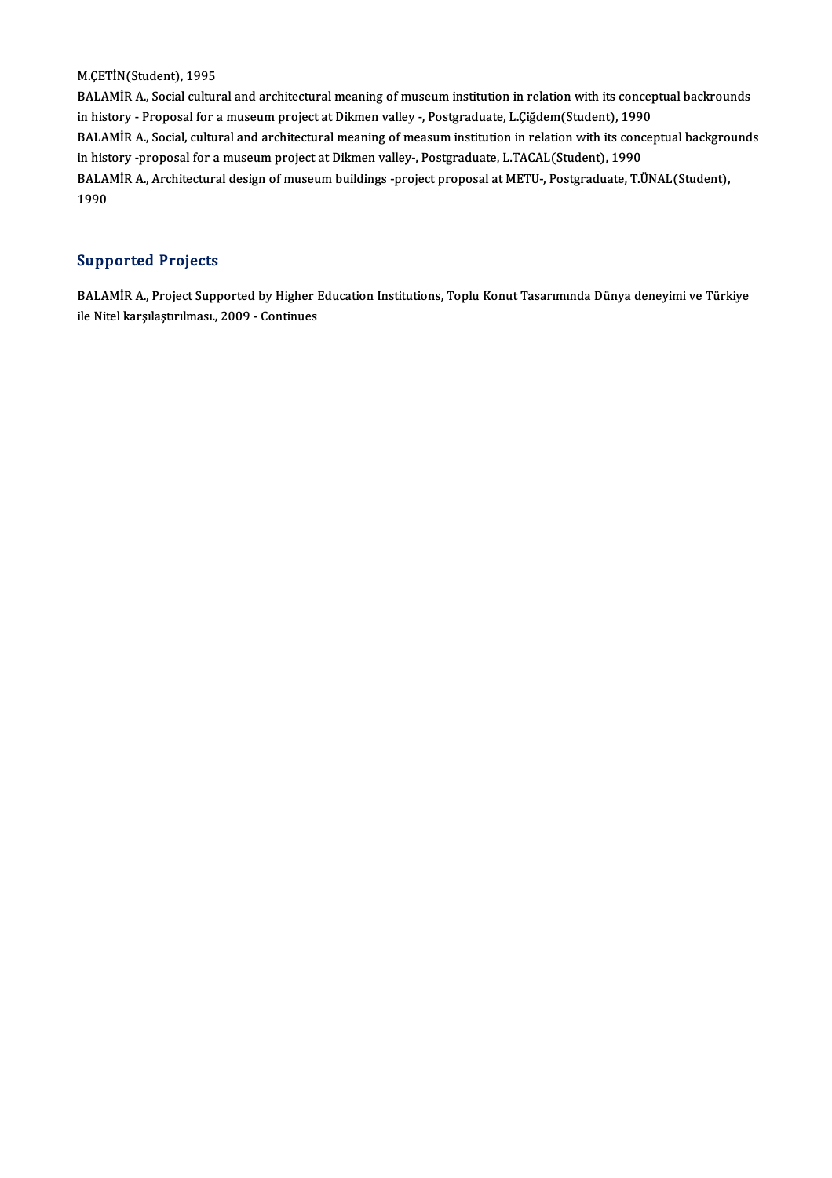M.ÇETİN(Student), 1995

BALAMİR A., Social cultural and architectural meaning of museum institution in relation with its conceptual backrounds in history - Proposal for a museum project at Dikmen valley -, Postgraduate, L.Çiğdem(Student), 1990

BALAMİR A., Social, cultural and architectural meaning of measum institution in relation with its conceptual backgrounds in history -proposal for a museum project at Dikmen valley-, Postgraduate, L.TACAL(Student), 1990

BALAMİR A., Architectural design of museum buildings -project proposal at METU-, Postgraduate, T.ÜNAL(Student), 1990

## Supported Projects

BALAMİR A., Project Supported by Higher Education Institutions, Toplu Konut Tasarımında Dünya deneyimi ve Türkiye ile Nitel karşılaştırılması., 2009 - Continues